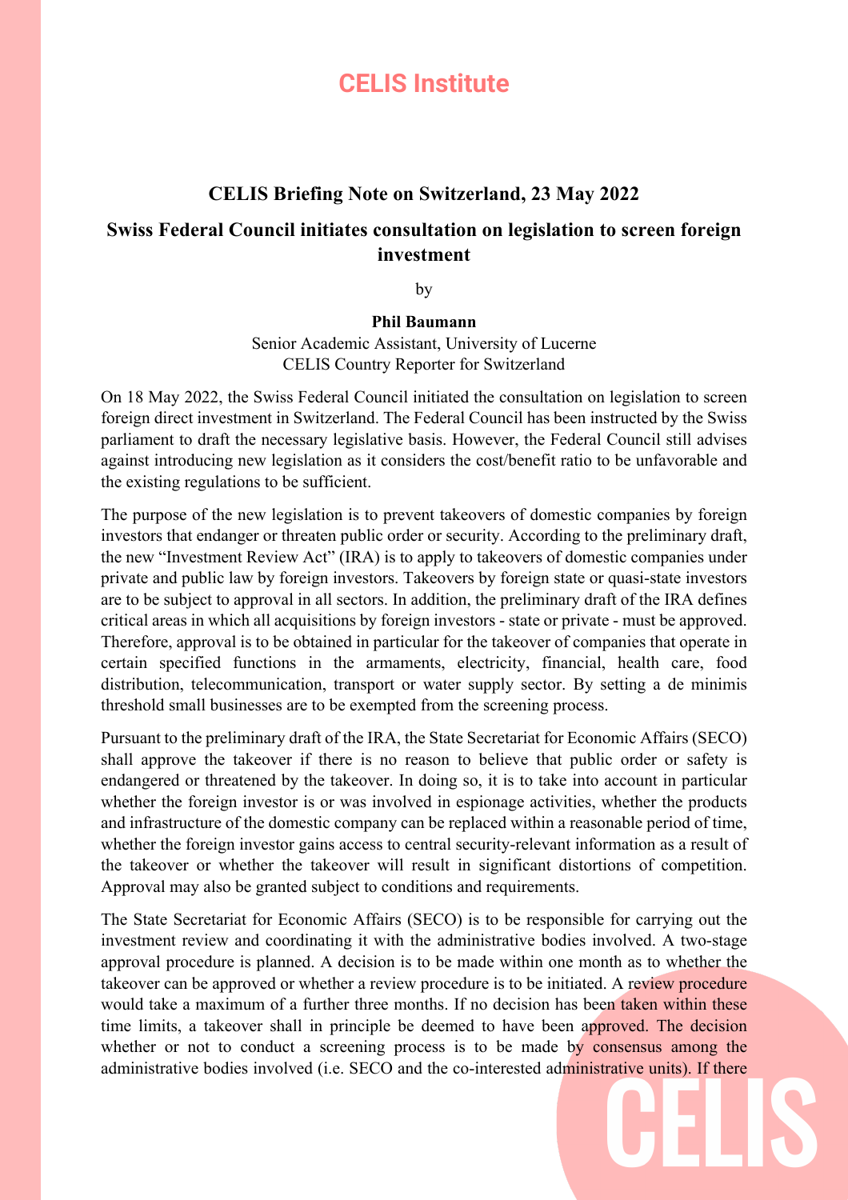# CELIS Institute

## CELIS Briefing Note on Switzerland, 23 May 2022

## Swiss Federal Council initiates consultation on legislation to screen foreign investment

by

**Phil Baumann**

Senior Academic Assistant, University of Lucerne
CELIS Country Reporter for Switzerland

On 18 May 2022, the Swiss Federal Council initiated the consultation on legislation to screen foreign direct investment in Switzerland. The Federal Council has been instructed by the Swiss parliament to draft the necessary legislative basis. However, the Federal Council still advises against introducing new legislation as it considers the cost/benefit ratio to be unfavorable and the existing regulations to be sufficient.

The purpose of the new legislation is to prevent takeovers of domestic companies by foreign investors that endanger or threaten public order or security. According to the preliminary draft, the new "Investment Review Act" (IRA) is to apply to takeovers of domestic companies under private and public law by foreign investors. Takeovers by foreign state or quasi-state investors are to be subject to approval in all sectors. In addition, the preliminary draft of the IRA defines critical areas in which all acquisitions by foreign investors - state or private - must be approved. Therefore, approval is to be obtained in particular for the takeover of companies that operate in certain specified functions in the armaments, electricity, financial, health care, food distribution, telecommunication, transport or water supply sector. By setting a de minimis threshold small businesses are to be exempted from the screening process.

Pursuant to the preliminary draft of the IRA, the State Secretariat for Economic Affairs (SECO) shall approve the takeover if there is no reason to believe that public order or safety is endangered or threatened by the takeover. In doing so, it is to take into account in particular whether the foreign investor is or was involved in espionage activities, whether the products and infrastructure of the domestic company can be replaced within a reasonable period of time, whether the foreign investor gains access to central security-relevant information as a result of the takeover or whether the takeover will result in significant distortions of competition. Approval may also be granted subject to conditions and requirements.

The State Secretariat for Economic Affairs (SECO) is to be responsible for carrying out the investment review and coordinating it with the administrative bodies involved. A two-stage approval procedure is planned. A decision is to be made within one month as to whether the takeover can be approved or whether a review procedure is to be initiated. A review procedure would take a maximum of a further three months. If no decision has been taken within these time limits, a takeover shall in principle be deemed to have been approved. The decision whether or not to conduct a screening process is to be made by consensus among the administrative bodies involved (i.e. SECO and the co-interested administrative units). If there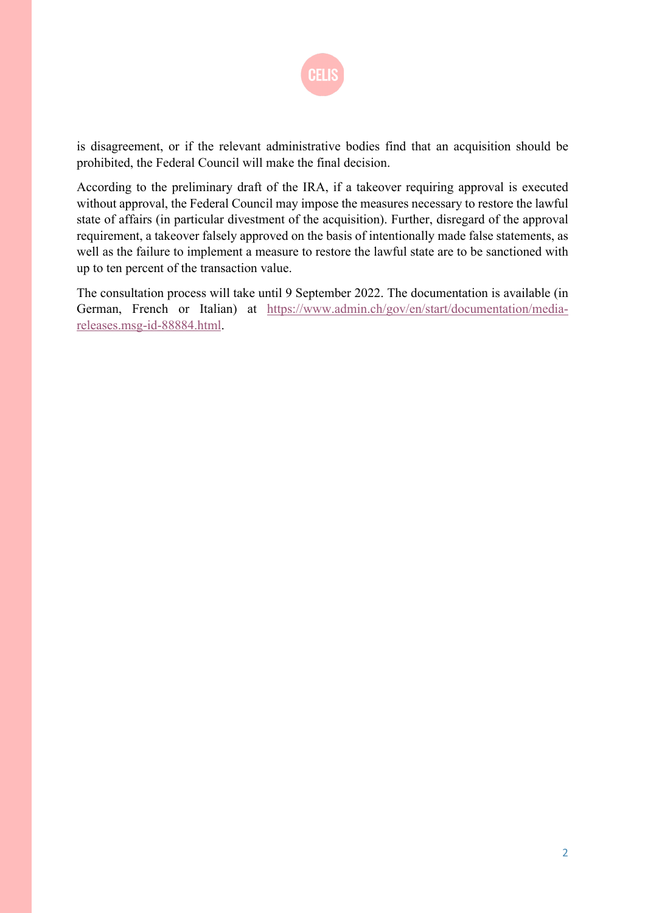is disagreement, or if the relevant administrative bodies find that an acquisition should be prohibited, the Federal Council will make the final decision.

According to the preliminary draft of the IRA, if a takeover requiring approval is executed without approval, the Federal Council may impose the measures necessary to restore the lawful state of affairs (in particular divestment of the acquisition). Further, disregard of the approval requirement, a takeover falsely approved on the basis of intentionally made false statements, as well as the failure to implement a measure to restore the lawful state are to be sanctioned with up to ten percent of the transaction value.

The consultation process will take until 9 September 2022. The documentation is available (in German, French or Italian) at [https://www.admin.ch/gov/en/start/documentation/media-releases.msg-id-88884.html](https://www.admin.ch/gov/en/start/documentation/media-releases.msg-id-88884.html).